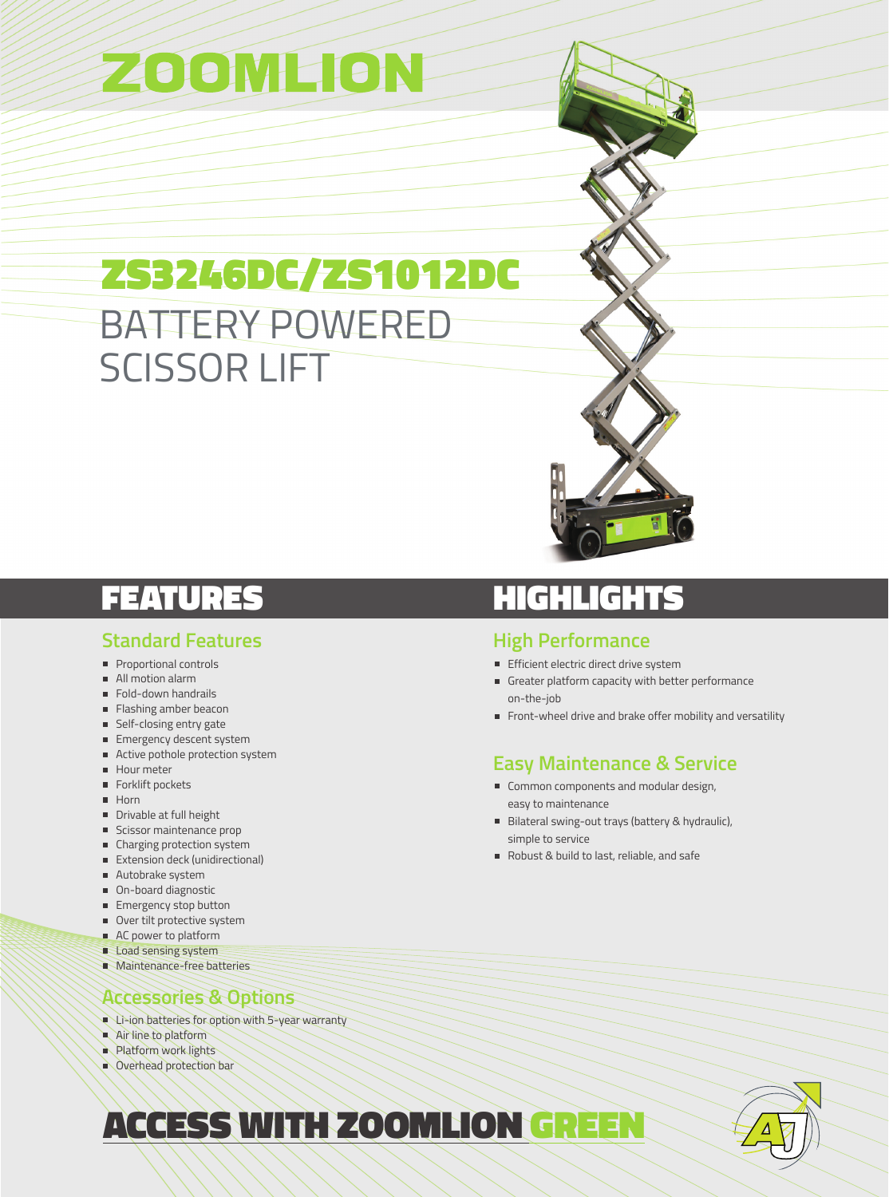# ZOOMLION

# ZS3246DC/ZS1012DC

## BATTERY POWERED SCISSOR LIFT

# FEATURES

## Standard Features

- Proportional controls
- All motion alarm
- Fold-down handrails
- Flashing amber beacon
- Self-closing entry gate
- Emergency descent system
- Active pothole protection system
- Hour meter
- Forklift pockets
- Horn
- Drivable at full height
- Scissor maintenance prop
- Charging protection system
- Extension deck (unidirectional)
- Autobrake system
- On-board diagnostic
- Emergency stop button
- Over tilt protective system
- AC power to platform
- Load sensing system
- Maintenance-free batteries

## Accessories & Options

- Li-ion batteries for option with 5-year warranty
- Air line to platform
- Platform work lights
- Overhead protection bar

# HIGHLIGHTS

## High Performance

- Efficient electric direct drive system
- Greater platform capacity with better performance on-the-job
- Front-wheel drive and brake offer mobility and versatility

## Easy Maintenance & Service

- Common components and modular design, easy to maintenance
- Bilateral swing-out trays (battery & hydraulic), simple to service
- Robust & build to last, reliable, and safe

# ACCESS WITH ZOOMLION GREEN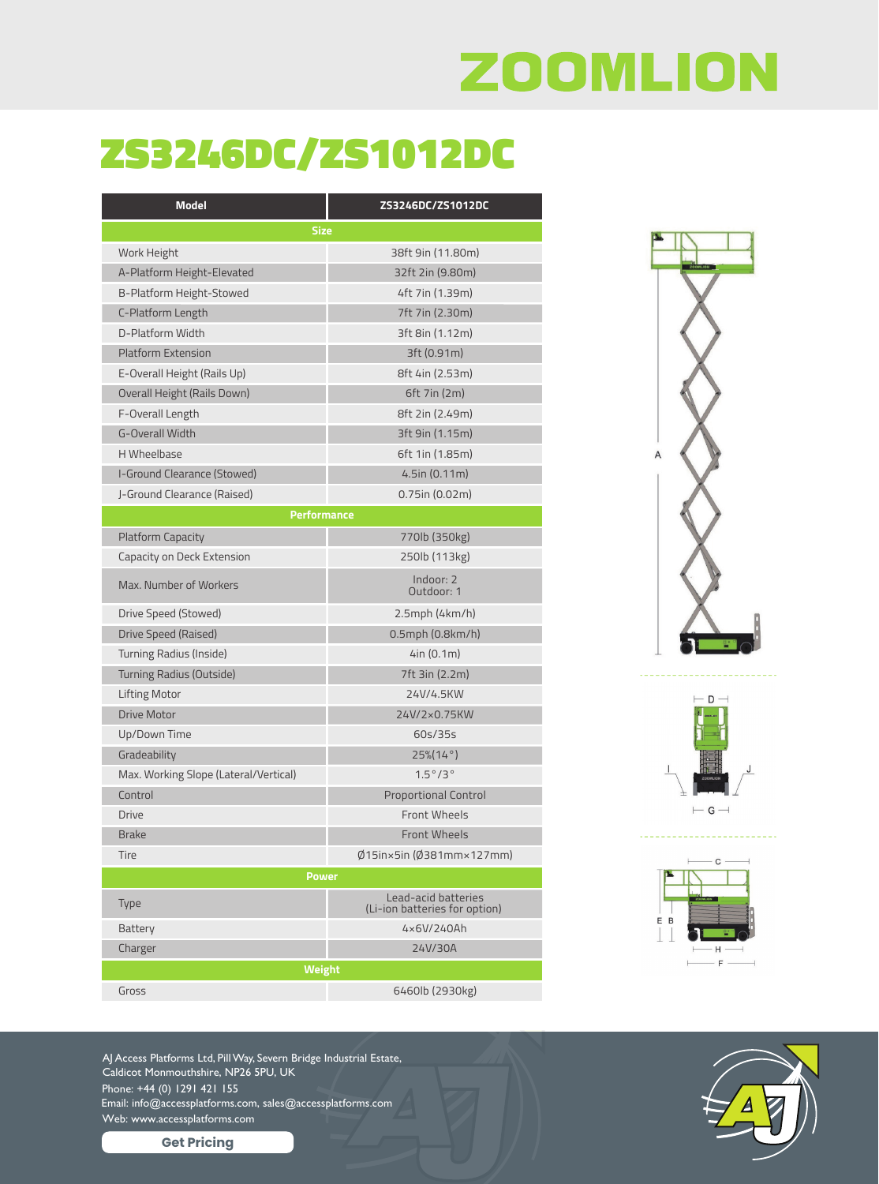# ZOOMLION

## ZS3246DC/ZS1012DC

| Model | ZS3246DC/ZS1012DC |
|---|---|
| **Size** | |
| Work Height | 38ft 9in (11.80m) |
| A-Platform Height-Elevated | 32ft 2in (9.80m) |
| B-Platform Height-Stowed | 4ft 7in (1.39m) |
| C-Platform Length | 7ft 7in (2.30m) |
| D-Platform Width | 3ft 8in (1.12m) |
| Platform Extension | 3ft (0.91m) |
| E-Overall Height (Rails Up) | 8ft 4in (2.53m) |
| Overall Height (Rails Down) | 6ft 7in (2m) |
| F-Overall Length | 8ft 2in (2.49m) |
| G-Overall Width | 3ft 9in (1.15m) |
| H Wheelbase | 6ft 1in (1.85m) |
| I-Ground Clearance (Stowed) | 4.5in (0.11m) |
| J-Ground Clearance (Raised) | 0.75in (0.02m) |
| **Performance** | |
| Platform Capacity | 770lb (350kg) |
| Capacity on Deck Extension | 250lb (113kg) |
| Max. Number of Workers | Indoor: 2<br>Outdoor: 1 |
| Drive Speed (Stowed) | 2.5mph (4km/h) |
| Drive Speed (Raised) | 0.5mph (0.8km/h) |
| Turning Radius (Inside) | 4in (0.1m) |
| Turning Radius (Outside) | 7ft 3in (2.2m) |
| Lifting Motor | 24V/4.5KW |
| Drive Motor | 24V/2×0.75KW |
| Up/Down Time | 60s/35s |
| Gradeability | 25%(14°) |
| Max. Working Slope (Lateral/Vertical) | 1.5°/3° |
| Control | Proportional Control |
| Drive | Front Wheels |
| Brake | Front Wheels |
| Tire | Ø15in×5in (Ø381mm×127mm) |
| **Power** | |
| Type | Lead-acid batteries<br>(Li-ion batteries for option) |
| Battery | 4×6V/240Ah |
| Charger | 24V/30A |
| **Weight** | |
| Gross | 6460lb (2930kg) |

A

D

I J

G

C

E B

H

F

AJ Access Platforms Ltd, Pill Way, Severn Bridge Industrial Estate,
Caldicot Monmouthshire, NP26 5PU, UK
Phone: +44 (0) 1291 421 155
Email: info@accessplatforms.com, sales@accessplatforms.com
Web: www.accessplatforms.com

**Get Pricing**